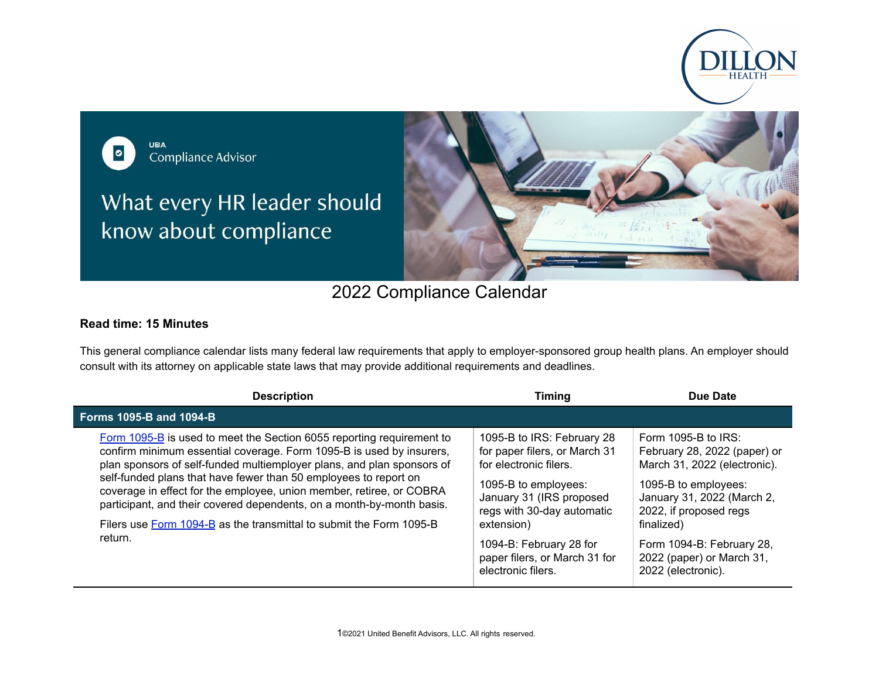UBA

Compliance Advisor

# What every HR leader should know about compliance

## 2022 Compliance Calendar

**Read time: 15 Minutes**

This general compliance calendar lists many federal law requirements that apply to employer-sponsored group health plans. An employer should consult with its attorney on applicable state laws that may provide additional requirements and deadlines.

| Description | Timing | Due Date |
|---|---|---|
| **Forms 1095-B and 1094-B** | | |
| Form 1095-B is used to meet the Section 6055 reporting requirement to confirm minimum essential coverage. Form 1095-B is used by insurers, plan sponsors of self-funded multiemployer plans, and plan sponsors of self-funded plans that have fewer than 50 employees to report on coverage in effect for the employee, union member, retiree, or COBRA participant, and their covered dependents, on a month-by-month basis.<br><br>Filers use Form 1094-B as the transmittal to submit the Form 1095-B return. | 1095-B to IRS: February 28 for paper filers, or March 31 for electronic filers.<br><br>1095-B to employees: January 31 (IRS proposed regs with 30-day automatic extension)<br><br>1094-B: February 28 for paper filers, or March 31 for electronic filers. | Form 1095-B to IRS: February 28, 2022 (paper) or March 31, 2022 (electronic).<br><br>1095-B to employees: January 31, 2022 (March 2, 2022, if proposed regs finalized)<br><br>Form 1094-B: February 28, 2022 (paper) or March 31, 2022 (electronic). |

©2021 United Benefit Advisors, LLC. All rights reserved.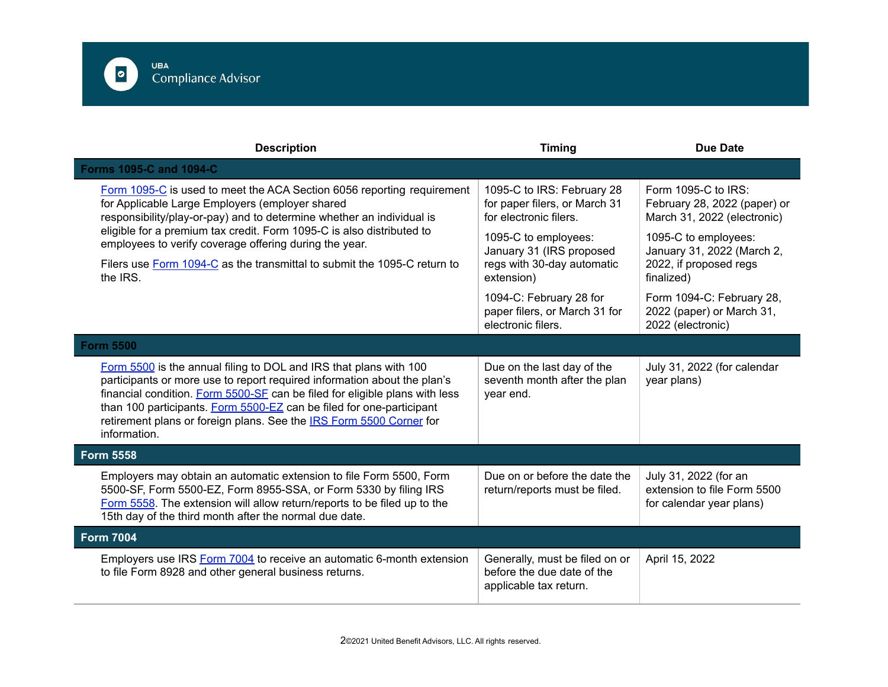| Description | Timing | Due Date |
|---|---|---|
| **Forms 1095-C and 1094-C** | | |
| Form 1095-C is used to meet the ACA Section 6056 reporting requirement for Applicable Large Employers (employer shared responsibility/play-or-pay) and to determine whether an individual is eligible for a premium tax credit. Form 1095-C is also distributed to employees to verify coverage offering during the year.<br><br>Filers use Form 1094-C as the transmittal to submit the 1095-C return to the IRS. | 1095-C to IRS: February 28 for paper filers, or March 31 for electronic filers.<br><br>1095-C to employees: January 31 (IRS proposed regs with 30-day automatic extension)<br><br>1094-C: February 28 for paper filers, or March 31 for electronic filers. | Form 1095-C to IRS: February 28, 2022 (paper) or March 31, 2022 (electronic)<br><br>1095-C to employees: January 31, 2022 (March 2, 2022, if proposed regs finalized)<br><br>Form 1094-C: February 28, 2022 (paper) or March 31, 2022 (electronic) |
| **Form 5500** | | |
| Form 5500 is the annual filing to DOL and IRS that plans with 100 participants or more use to report required information about the plan's financial condition. Form 5500-SF can be filed for eligible plans with less than 100 participants. Form 5500-EZ can be filed for one-participant retirement plans or foreign plans. See the IRS Form 5500 Corner for information. | Due on the last day of the seventh month after the plan year end. | July 31, 2022 (for calendar year plans) |
| **Form 5558** | | |
| Employers may obtain an automatic extension to file Form 5500, Form 5500-SF, Form 5500-EZ, Form 8955-SSA, or Form 5330 by filing IRS Form 5558. The extension will allow return/reports to be filed up to the 15th day of the third month after the normal due date. | Due on or before the date the return/reports must be filed. | July 31, 2022 (for an extension to file Form 5500 for calendar year plans) |
| **Form 7004** | | |
| Employers use IRS Form 7004 to receive an automatic 6-month extension to file Form 8928 and other general business returns. | Generally, must be filed on or before the date of the applicable tax return. | April 15, 2022 |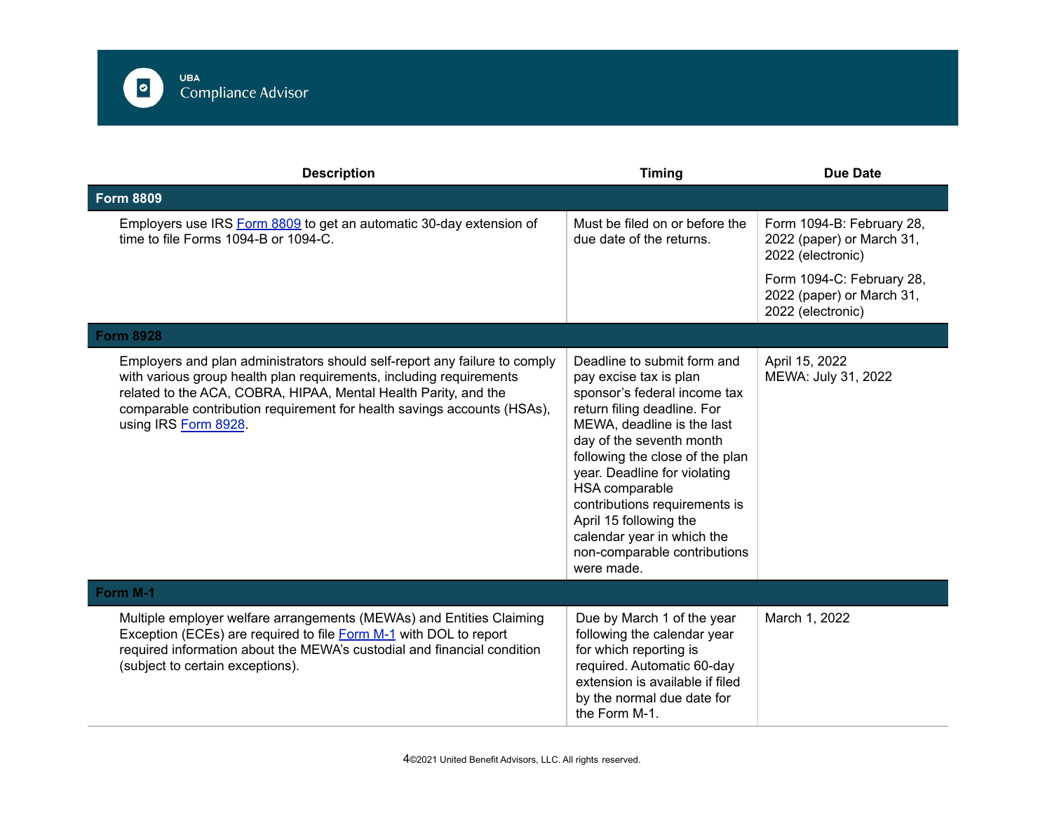| Description | Timing | Due Date |
| --- | --- | --- |
| **Form 8809** | | |
| Employers use IRS Form 8809 to get an automatic 30-day extension of time to file Forms 1094-B or 1094-C. | Must be filed on or before the due date of the returns. | Form 1094-B: February 28, 2022 (paper) or March 31, 2022 (electronic)<br><br>Form 1094-C: February 28, 2022 (paper) or March 31, 2022 (electronic) |
| **Form 8928** | | |
| Employers and plan administrators should self-report any failure to comply with various group health plan requirements, including requirements related to the ACA, COBRA, HIPAA, Mental Health Parity, and the comparable contribution requirement for health savings accounts (HSAs), using IRS Form 8928. | Deadline to submit form and pay excise tax is plan sponsor's federal income tax return filing deadline. For MEWA, deadline is the last day of the seventh month following the close of the plan year. Deadline for violating HSA comparable contributions requirements is April 15 following the calendar year in which the non-comparable contributions were made. | April 15, 2022<br>MEWA: July 31, 2022 |
| **Form M-1** | | |
| Multiple employer welfare arrangements (MEWAs) and Entities Claiming Exception (ECEs) are required to file Form M-1 with DOL to report required information about the MEWA's custodial and financial condition (subject to certain exceptions). | Due by March 1 of the year following the calendar year for which reporting is required. Automatic 60-day extension is available if filed by the normal due date for the Form M-1. | March 1, 2022 |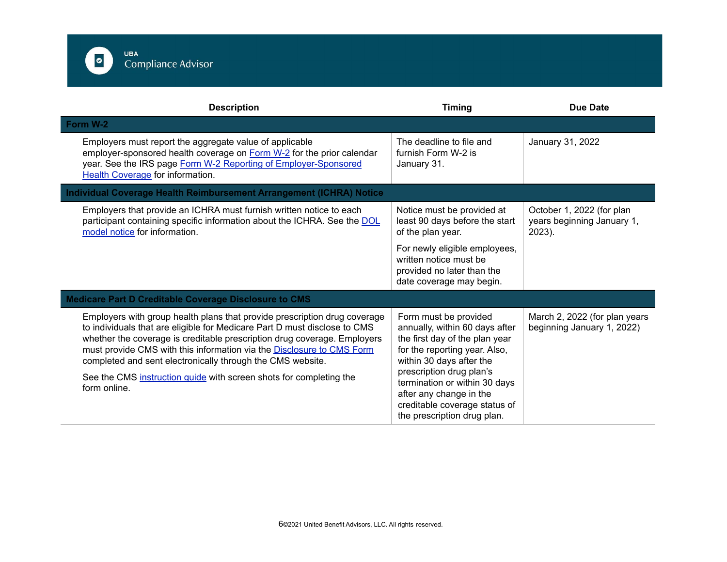| Description | Timing | Due Date |
| --- | --- | --- |
| **Form W-2** | | |
| Employers must report the aggregate value of applicable employer-sponsored health coverage on Form W-2 for the prior calendar year. See the IRS page Form W-2 Reporting of Employer-Sponsored Health Coverage for information. | The deadline to file and furnish Form W-2 is January 31. | January 31, 2022 |
| **Individual Coverage Health Reimbursement Arrangement (ICHRA) Notice** | | |
| Employers that provide an ICHRA must furnish written notice to each participant containing specific information about the ICHRA. See the DOL model notice for information. | Notice must be provided at least 90 days before the start of the plan year.<br><br>For newly eligible employees, written notice must be provided no later than the date coverage may begin. | October 1, 2022 (for plan years beginning January 1, 2023). |
| **Medicare Part D Creditable Coverage Disclosure to CMS** | | |
| Employers with group health plans that provide prescription drug coverage to individuals that are eligible for Medicare Part D must disclose to CMS whether the coverage is creditable prescription drug coverage. Employers must provide CMS with this information via the Disclosure to CMS Form completed and sent electronically through the CMS website.<br><br>See the CMS instruction guide with screen shots for completing the form online. | Form must be provided annually, within 60 days after the first day of the plan year for the reporting year. Also, within 30 days after the prescription drug plan's termination or within 30 days after any change in the creditable coverage status of the prescription drug plan. | March 2, 2022 (for plan years beginning January 1, 2022) |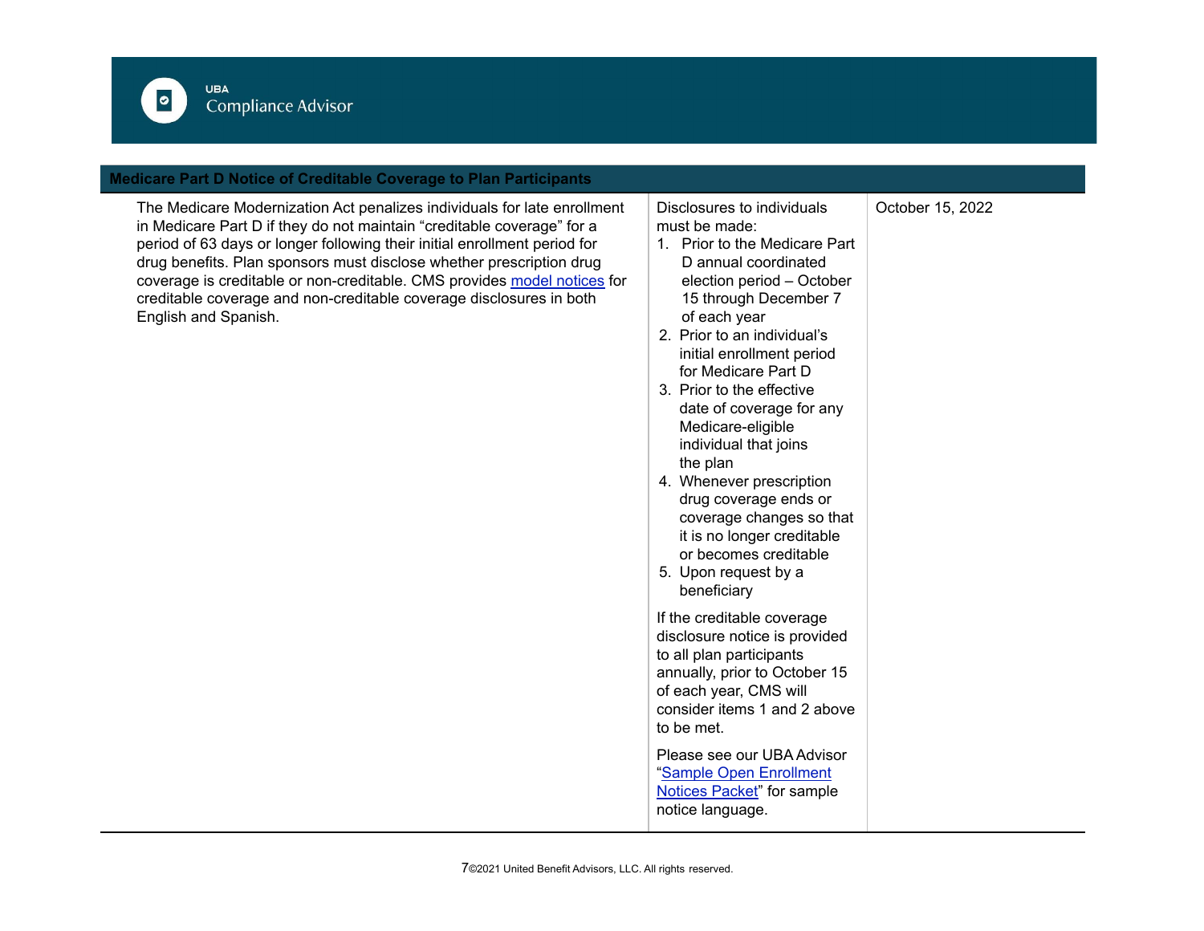| Medicare Part D Notice of Creditable Coverage to Plan Participants | | |
|---|---|---|
| The Medicare Modernization Act penalizes individuals for late enrollment in Medicare Part D if they do not maintain "creditable coverage" for a period of 63 days or longer following their initial enrollment period for drug benefits. Plan sponsors must disclose whether prescription drug coverage is creditable or non-creditable. CMS provides model notices for creditable coverage and non-creditable coverage disclosures in both English and Spanish. | Disclosures to individuals must be made:<br>1. Prior to the Medicare Part D annual coordinated election period – October 15 through December 7 of each year<br>2. Prior to an individual's initial enrollment period for Medicare Part D<br>3. Prior to the effective date of coverage for any Medicare-eligible individual that joins the plan<br>4. Whenever prescription drug coverage ends or coverage changes so that it is no longer creditable or becomes creditable<br>5. Upon request by a beneficiary<br><br>If the creditable coverage disclosure notice is provided to all plan participants annually, prior to October 15 of each year, CMS will consider items 1 and 2 above to be met.<br><br>Please see our UBA Advisor "Sample Open Enrollment Notices Packet" for sample notice language. | October 15, 2022 |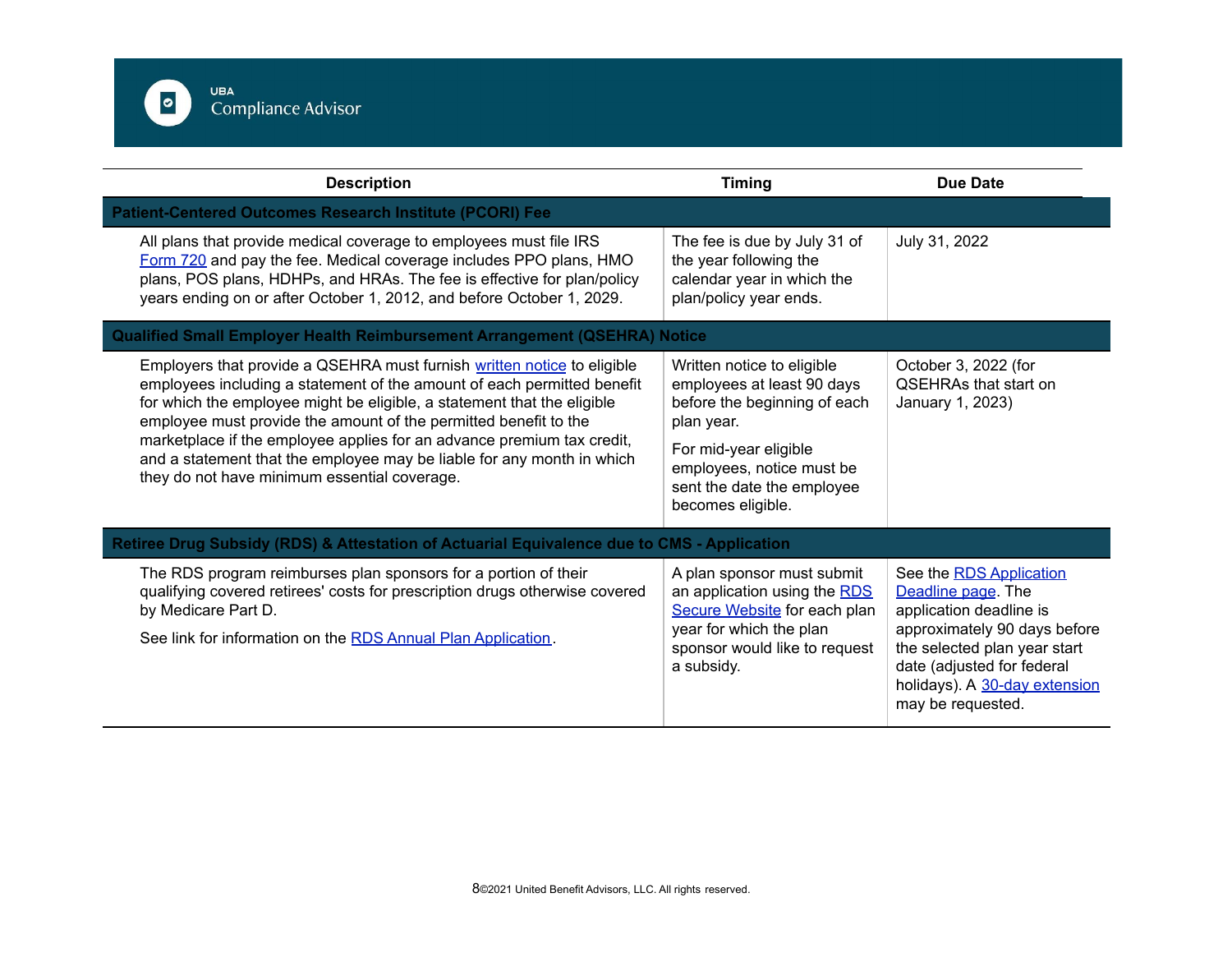| Description | Timing | Due Date |
|---|---|---|
| **Patient-Centered Outcomes Research Institute (PCORI) Fee** | | |
| All plans that provide medical coverage to employees must file IRS Form 720 and pay the fee. Medical coverage includes PPO plans, HMO plans, POS plans, HDHPs, and HRAs. The fee is effective for plan/policy years ending on or after October 1, 2012, and before October 1, 2029. | The fee is due by July 31 of the year following the calendar year in which the plan/policy year ends. | July 31, 2022 |
| **Qualified Small Employer Health Reimbursement Arrangement (QSEHRA) Notice** | | |
| Employers that provide a QSEHRA must furnish written notice to eligible employees including a statement of the amount of each permitted benefit for which the employee might be eligible, a statement that the eligible employee must provide the amount of the permitted benefit to the marketplace if the employee applies for an advance premium tax credit, and a statement that the employee may be liable for any month in which they do not have minimum essential coverage. | Written notice to eligible employees at least 90 days before the beginning of each plan year.<br><br>For mid-year eligible employees, notice must be sent the date the employee becomes eligible. | October 3, 2022 (for QSEHRAs that start on January 1, 2023) |
| **Retiree Drug Subsidy (RDS) & Attestation of Actuarial Equivalence due to CMS - Application** | | |
| The RDS program reimburses plan sponsors for a portion of their qualifying covered retirees' costs for prescription drugs otherwise covered by Medicare Part D.<br><br>See link for information on the RDS Annual Plan Application. | A plan sponsor must submit an application using the RDS Secure Website for each plan year for which the plan sponsor would like to request a subsidy. | See the RDS Application Deadline page. The application deadline is approximately 90 days before the selected plan year start date (adjusted for federal holidays). A 30-day extension may be requested. |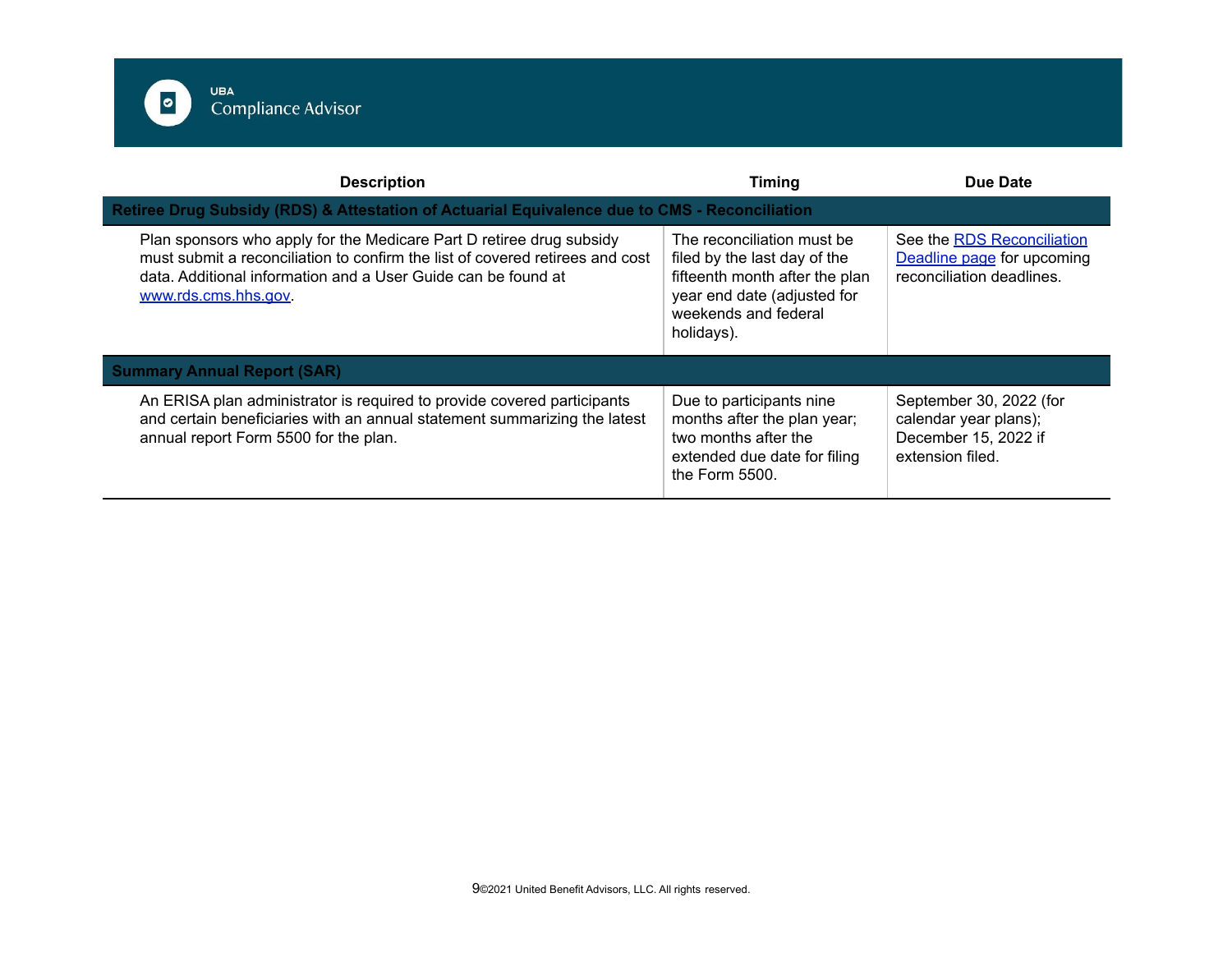| Description | Timing | Due Date |
|---|---|---|
| **Retiree Drug Subsidy (RDS) & Attestation of Actuarial Equivalence due to CMS - Reconciliation** | | |
| Plan sponsors who apply for the Medicare Part D retiree drug subsidy must submit a reconciliation to confirm the list of covered retirees and cost data. Additional information and a User Guide can be found at www.rds.cms.hhs.gov. | The reconciliation must be filed by the last day of the fifteenth month after the plan year end date (adjusted for weekends and federal holidays). | See the RDS Reconciliation Deadline page for upcoming reconciliation deadlines. |
| **Summary Annual Report (SAR)** | | |
| An ERISA plan administrator is required to provide covered participants and certain beneficiaries with an annual statement summarizing the latest annual report Form 5500 for the plan. | Due to participants nine months after the plan year; two months after the extended due date for filing the Form 5500. | September 30, 2022 (for calendar year plans); December 15, 2022 if extension filed. |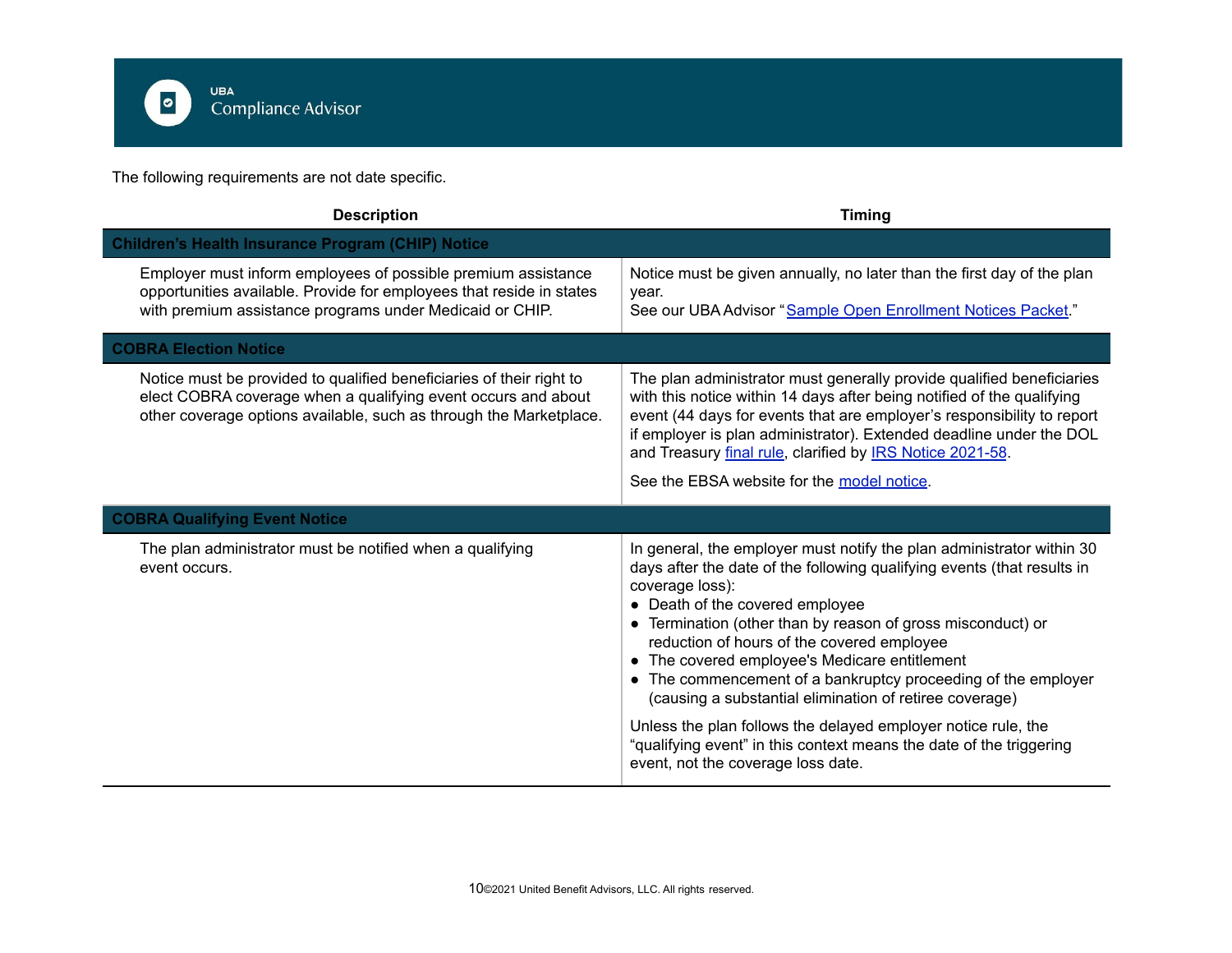The following requirements are not date specific.

| Description | Timing |
|---|---|
| **Children's Health Insurance Program (CHIP) Notice** | |
| Employer must inform employees of possible premium assistance opportunities available. Provide for employees that reside in states with premium assistance programs under Medicaid or CHIP. | Notice must be given annually, no later than the first day of the plan year.<br>See our UBA Advisor "Sample Open Enrollment Notices Packet." |
| **COBRA Election Notice** | |
| Notice must be provided to qualified beneficiaries of their right to elect COBRA coverage when a qualifying event occurs and about other coverage options available, such as through the Marketplace. | The plan administrator must generally provide qualified beneficiaries with this notice within 14 days after being notified of the qualifying event (44 days for events that are employer's responsibility to report if employer is plan administrator). Extended deadline under the DOL and Treasury final rule, clarified by IRS Notice 2021-58.<br><br>See the EBSA website for the model notice. |
| **COBRA Qualifying Event Notice** | |
| The plan administrator must be notified when a qualifying event occurs. | In general, the employer must notify the plan administrator within 30 days after the date of the following qualifying events (that results in coverage loss):<br>• Death of the covered employee<br>• Termination (other than by reason of gross misconduct) or reduction of hours of the covered employee<br>• The covered employee's Medicare entitlement<br>• The commencement of a bankruptcy proceeding of the employer (causing a substantial elimination of retiree coverage)<br><br>Unless the plan follows the delayed employer notice rule, the "qualifying event" in this context means the date of the triggering event, not the coverage loss date. |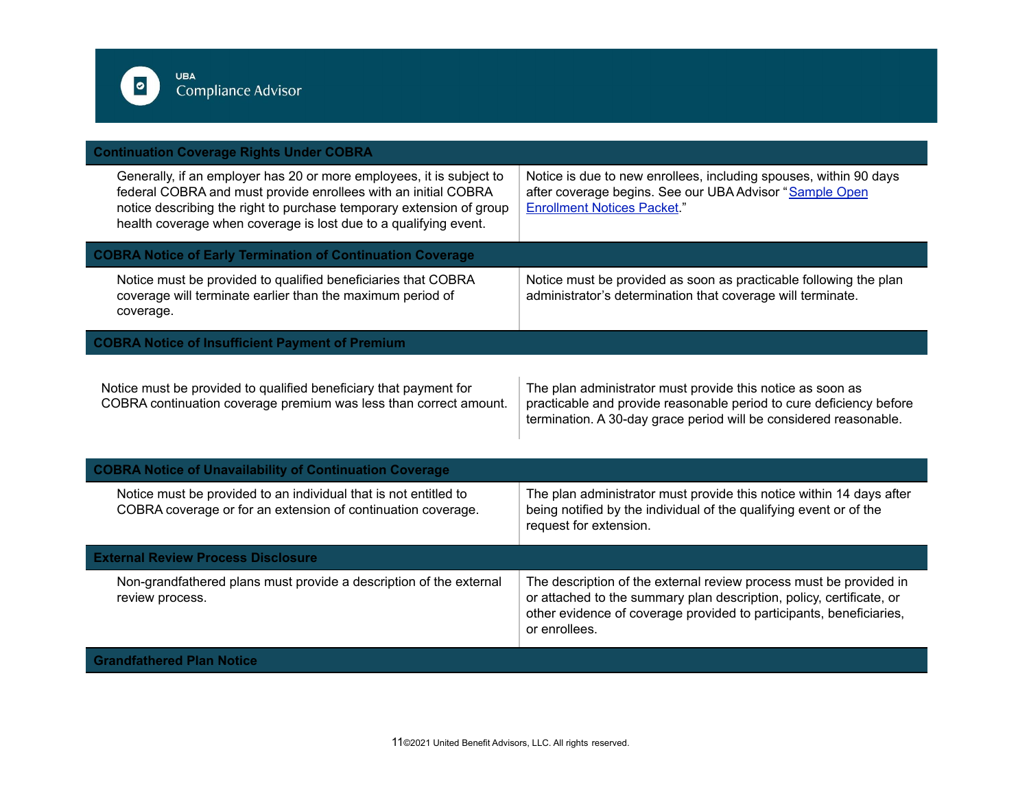| Continuation Coverage Rights Under COBRA | |
|---|---|
| Generally, if an employer has 20 or more employees, it is subject to federal COBRA and must provide enrollees with an initial COBRA notice describing the right to purchase temporary extension of group health coverage when coverage is lost due to a qualifying event. | Notice is due to new enrollees, including spouses, within 90 days after coverage begins. See our UBA Advisor "Sample Open Enrollment Notices Packet." |
| **COBRA Notice of Early Termination of Continuation Coverage** | |
| Notice must be provided to qualified beneficiaries that COBRA coverage will terminate earlier than the maximum period of coverage. | Notice must be provided as soon as practicable following the plan administrator's determination that coverage will terminate. |
| **COBRA Notice of Insufficient Payment of Premium** | |
| Notice must be provided to qualified beneficiary that payment for COBRA continuation coverage premium was less than correct amount. | The plan administrator must provide this notice as soon as practicable and provide reasonable period to cure deficiency before termination. A 30-day grace period will be considered reasonable. |
| **COBRA Notice of Unavailability of Continuation Coverage** | |
| Notice must be provided to an individual that is not entitled to COBRA coverage or for an extension of continuation coverage. | The plan administrator must provide this notice within 14 days after being notified by the individual of the qualifying event or of the request for extension. |
| **External Review Process Disclosure** | |
| Non-grandfathered plans must provide a description of the external review process. | The description of the external review process must be provided in or attached to the summary plan description, policy, certificate, or other evidence of coverage provided to participants, beneficiaries, or enrollees. |
| **Grandfathered Plan Notice** | |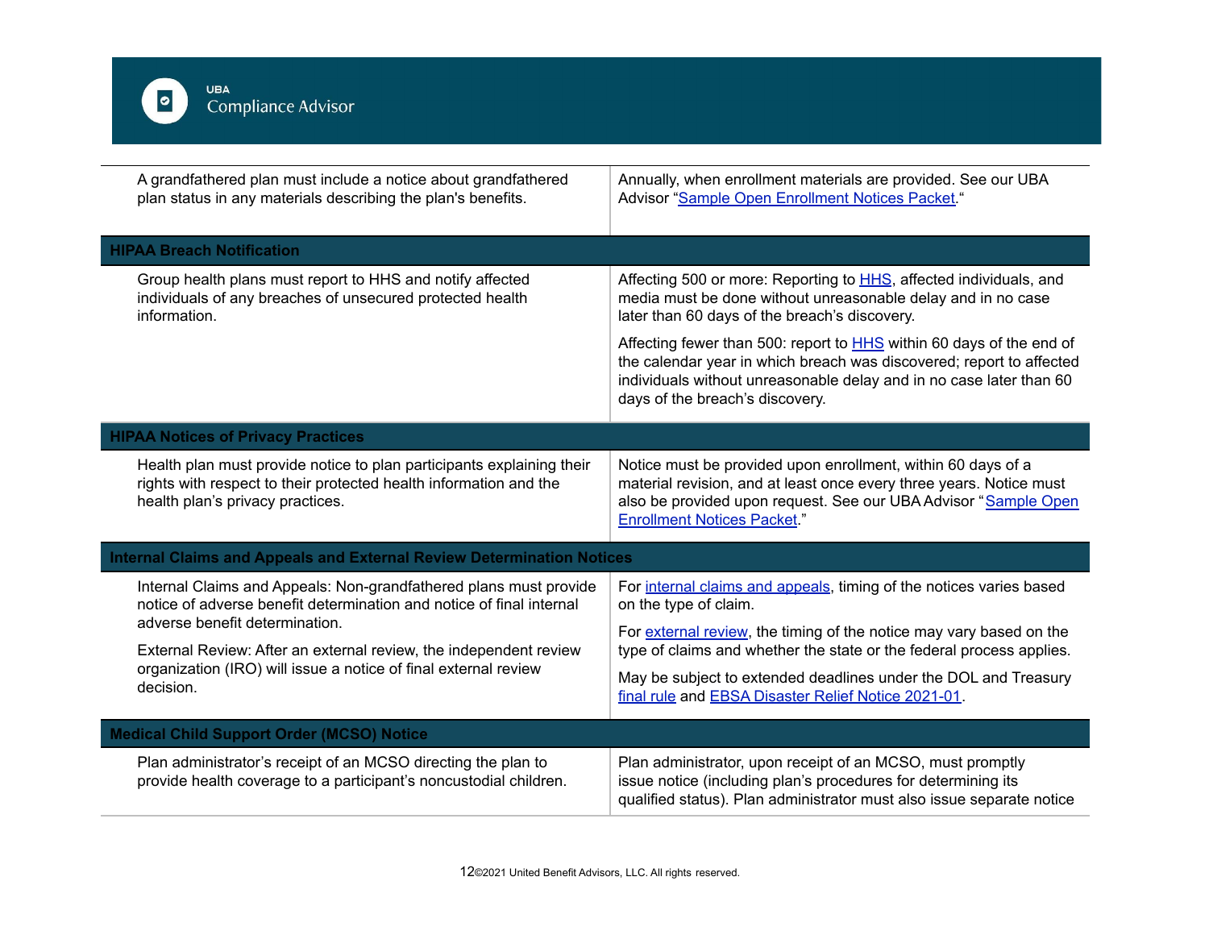| | |
|---|---|
| A grandfathered plan must include a notice about grandfathered plan status in any materials describing the plan's benefits. | Annually, when enrollment materials are provided. See our UBA Advisor "Sample Open Enrollment Notices Packet." |
| **HIPAA Breach Notification** | |
| Group health plans must report to HHS and notify affected individuals of any breaches of unsecured protected health information. | Affecting 500 or more: Reporting to HHS, affected individuals, and media must be done without unreasonable delay and in no case later than 60 days of the breach's discovery.<br><br>Affecting fewer than 500: report to HHS within 60 days of the end of the calendar year in which breach was discovered; report to affected individuals without unreasonable delay and in no case later than 60 days of the breach's discovery. |
| **HIPAA Notices of Privacy Practices** | |
| Health plan must provide notice to plan participants explaining their rights with respect to their protected health information and the health plan's privacy practices. | Notice must be provided upon enrollment, within 60 days of a material revision, and at least once every three years. Notice must also be provided upon request. See our UBA Advisor "Sample Open Enrollment Notices Packet." |
| **Internal Claims and Appeals and External Review Determination Notices** | |
| Internal Claims and Appeals: Non-grandfathered plans must provide notice of adverse benefit determination and notice of final internal adverse benefit determination.<br><br>External Review: After an external review, the independent review organization (IRO) will issue a notice of final external review decision. | For internal claims and appeals, timing of the notices varies based on the type of claim.<br><br>For external review, the timing of the notice may vary based on the type of claims and whether the state or the federal process applies.<br><br>May be subject to extended deadlines under the DOL and Treasury final rule and EBSA Disaster Relief Notice 2021-01. |
| **Medical Child Support Order (MCSO) Notice** | |
| Plan administrator's receipt of an MCSO directing the plan to provide health coverage to a participant's noncustodial children. | Plan administrator, upon receipt of an MCSO, must promptly issue notice (including plan's procedures for determining its qualified status). Plan administrator must also issue separate notice |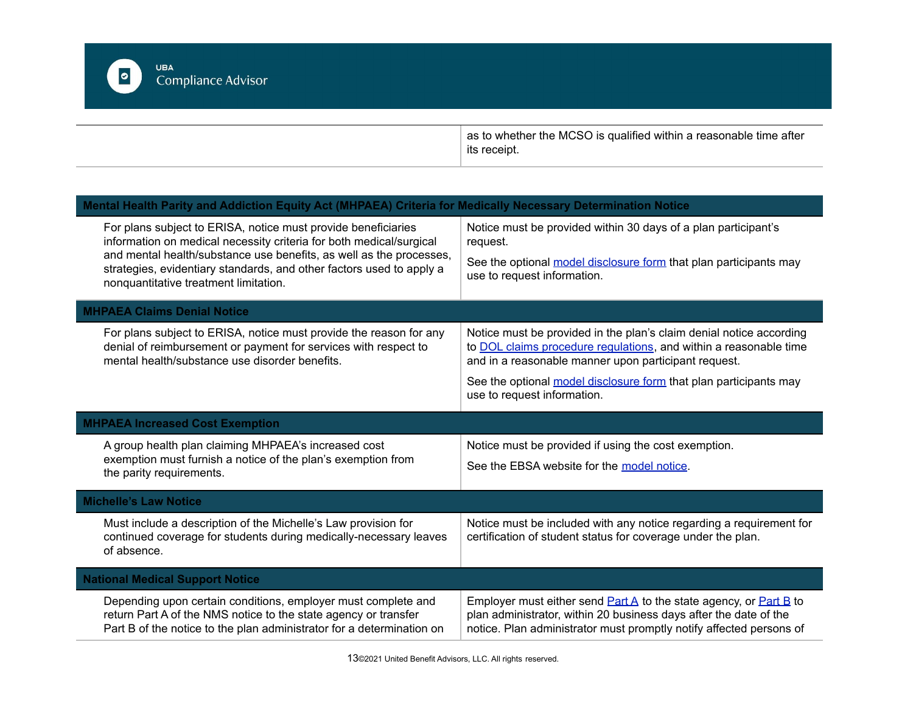| | as to whether the MCSO is qualified within a reasonable time after its receipt. |
|---|---|

| **Mental Health Parity and Addiction Equity Act (MHPAEA) Criteria for Medically Necessary Determination Notice** | |
|---|---|
| For plans subject to ERISA, notice must provide beneficiaries information on medical necessity criteria for both medical/surgical and mental health/substance use benefits, as well as the processes, strategies, evidentiary standards, and other factors used to apply a nonquantitative treatment limitation. | Notice must be provided within 30 days of a plan participant's request.<br><br>See the optional model disclosure form that plan participants may use to request information. |
| **MHPAEA Claims Denial Notice** | |
| For plans subject to ERISA, notice must provide the reason for any denial of reimbursement or payment for services with respect to mental health/substance use disorder benefits. | Notice must be provided in the plan's claim denial notice according to DOL claims procedure regulations, and within a reasonable time and in a reasonable manner upon participant request.<br><br>See the optional model disclosure form that plan participants may use to request information. |
| **MHPAEA Increased Cost Exemption** | |
| A group health plan claiming MHPAEA's increased cost exemption must furnish a notice of the plan's exemption from the parity requirements. | Notice must be provided if using the cost exemption.<br><br>See the EBSA website for the model notice. |
| **Michelle's Law Notice** | |
| Must include a description of the Michelle's Law provision for continued coverage for students during medically-necessary leaves of absence. | Notice must be included with any notice regarding a requirement for certification of student status for coverage under the plan. |
| **National Medical Support Notice** | |
| Depending upon certain conditions, employer must complete and return Part A of the NMS notice to the state agency or transfer Part B of the notice to the plan administrator for a determination on | Employer must either send Part A to the state agency, or Part B to plan administrator, within 20 business days after the date of the notice. Plan administrator must promptly notify affected persons of |

©2021 United Benefit Advisors, LLC. All rights reserved.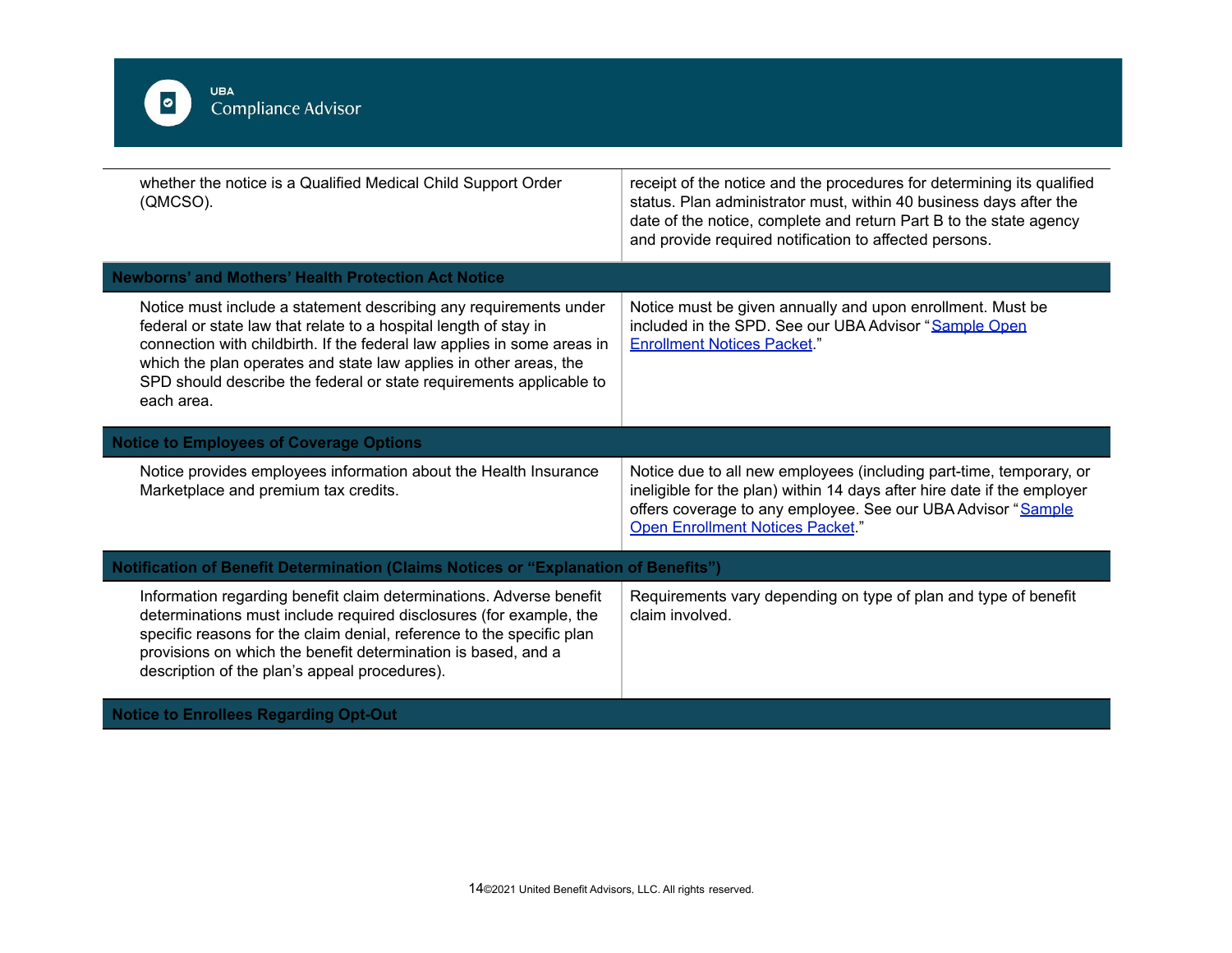| | |
|---|---|
| whether the notice is a Qualified Medical Child Support Order (QMCSO). | receipt of the notice and the procedures for determining its qualified status. Plan administrator must, within 40 business days after the date of the notice, complete and return Part B to the state agency and provide required notification to affected persons. |
| **Newborns' and Mothers' Health Protection Act Notice** | |
| Notice must include a statement describing any requirements under federal or state law that relate to a hospital length of stay in connection with childbirth. If the federal law applies in some areas in which the plan operates and state law applies in other areas, the SPD should describe the federal or state requirements applicable to each area. | Notice must be given annually and upon enrollment. Must be included in the SPD. See our UBA Advisor "Sample Open Enrollment Notices Packet." |
| **Notice to Employees of Coverage Options** | |
| Notice provides employees information about the Health Insurance Marketplace and premium tax credits. | Notice due to all new employees (including part-time, temporary, or ineligible for the plan) within 14 days after hire date if the employer offers coverage to any employee. See our UBA Advisor "Sample Open Enrollment Notices Packet." |
| **Notification of Benefit Determination (Claims Notices or "Explanation of Benefits")** | |
| Information regarding benefit claim determinations. Adverse benefit determinations must include required disclosures (for example, the specific reasons for the claim denial, reference to the specific plan provisions on which the benefit determination is based, and a description of the plan's appeal procedures). | Requirements vary depending on type of plan and type of benefit claim involved. |
| **Notice to Enrollees Regarding Opt-Out** | |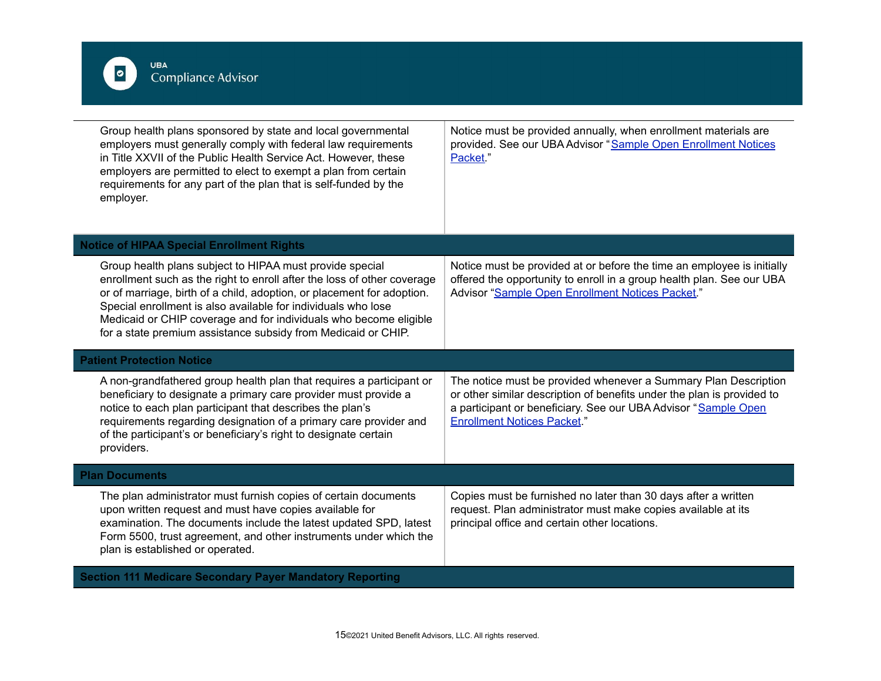| | |
|---|---|
| Group health plans sponsored by state and local governmental employers must generally comply with federal law requirements in Title XXVII of the Public Health Service Act. However, these employers are permitted to elect to exempt a plan from certain requirements for any part of the plan that is self-funded by the employer. | Notice must be provided annually, when enrollment materials are provided. See our UBA Advisor "Sample Open Enrollment Notices Packet." |
| **Notice of HIPAA Special Enrollment Rights** | |
| Group health plans subject to HIPAA must provide special enrollment such as the right to enroll after the loss of other coverage or of marriage, birth of a child, adoption, or placement for adoption. Special enrollment is also available for individuals who lose Medicaid or CHIP coverage and for individuals who become eligible for a state premium assistance subsidy from Medicaid or CHIP. | Notice must be provided at or before the time an employee is initially offered the opportunity to enroll in a group health plan. See our UBA Advisor "Sample Open Enrollment Notices Packet." |
| **Patient Protection Notice** | |
| A non-grandfathered group health plan that requires a participant or beneficiary to designate a primary care provider must provide a notice to each plan participant that describes the plan's requirements regarding designation of a primary care provider and of the participant's or beneficiary's right to designate certain providers. | The notice must be provided whenever a Summary Plan Description or other similar description of benefits under the plan is provided to a participant or beneficiary. See our UBA Advisor "Sample Open Enrollment Notices Packet." |
| **Plan Documents** | |
| The plan administrator must furnish copies of certain documents upon written request and must have copies available for examination. The documents include the latest updated SPD, latest Form 5500, trust agreement, and other instruments under which the plan is established or operated. | Copies must be furnished no later than 30 days after a written request. Plan administrator must make copies available at its principal office and certain other locations. |
| **Section 111 Medicare Secondary Payer Mandatory Reporting** | |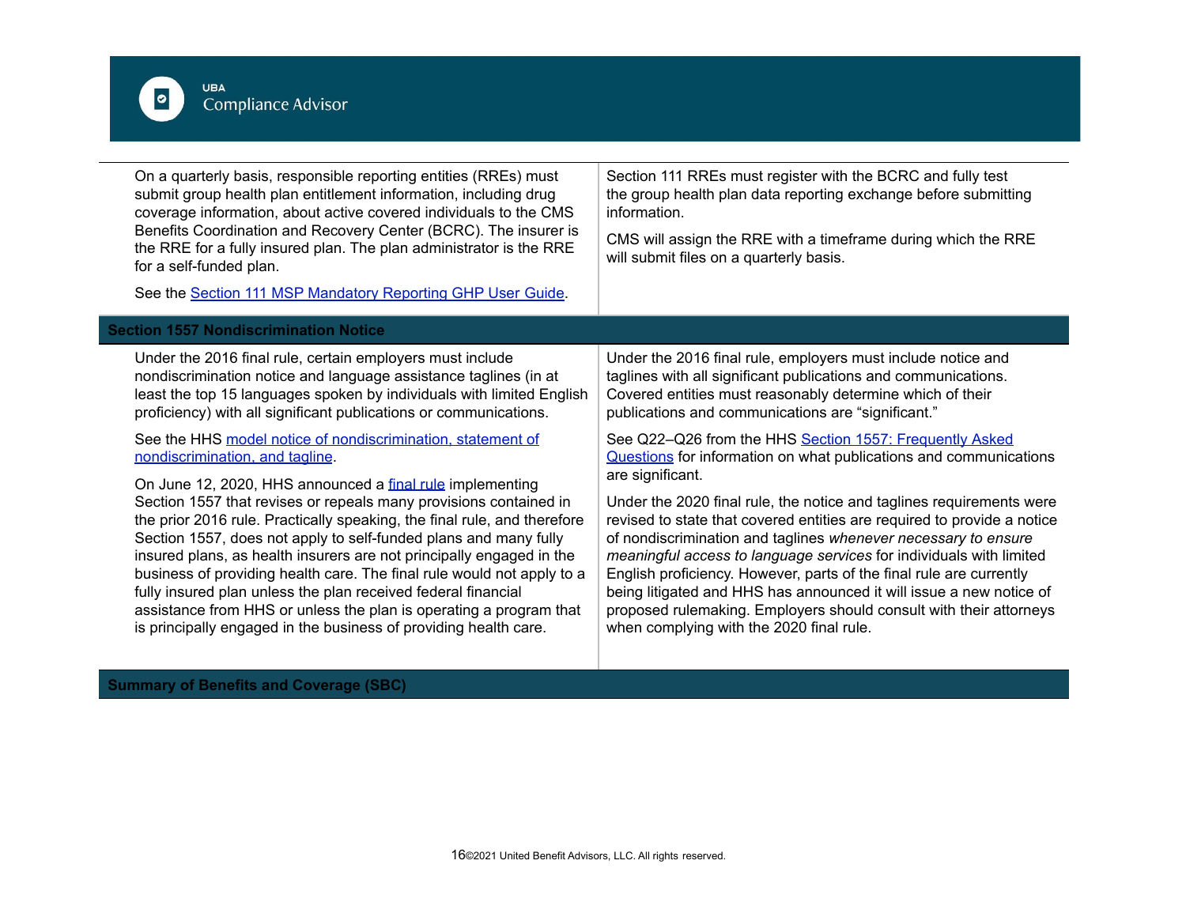| | |
|---|---|
| On a quarterly basis, responsible reporting entities (RREs) must submit group health plan entitlement information, including drug coverage information, about active covered individuals to the CMS Benefits Coordination and Recovery Center (BCRC). The insurer is the RRE for a fully insured plan. The plan administrator is the RRE for a self-funded plan.<br><br>See the Section 111 MSP Mandatory Reporting GHP User Guide. | Section 111 RREs must register with the BCRC and fully test the group health plan data reporting exchange before submitting information.<br><br>CMS will assign the RRE with a timeframe during which the RRE will submit files on a quarterly basis. |
| **Section 1557 Nondiscrimination Notice** | |
| Under the 2016 final rule, certain employers must include nondiscrimination notice and language assistance taglines (in at least the top 15 languages spoken by individuals with limited English proficiency) with all significant publications or communications.<br><br>See the HHS model notice of nondiscrimination, statement of nondiscrimination, and tagline.<br><br>On June 12, 2020, HHS announced a final rule implementing Section 1557 that revises or repeals many provisions contained in the prior 2016 rule. Practically speaking, the final rule, and therefore Section 1557, does not apply to self-funded plans and many fully insured plans, as health insurers are not principally engaged in the business of providing health care. The final rule would not apply to a fully insured plan unless the plan received federal financial assistance from HHS or unless the plan is operating a program that is principally engaged in the business of providing health care. | Under the 2016 final rule, employers must include notice and taglines with all significant publications and communications. Covered entities must reasonably determine which of their publications and communications are "significant."<br><br>See Q22–Q26 from the HHS Section 1557: Frequently Asked Questions for information on what publications and communications are significant.<br><br>Under the 2020 final rule, the notice and taglines requirements were revised to state that covered entities are required to provide a notice of nondiscrimination and taglines *whenever necessary to ensure meaningful access to language services* for individuals with limited English proficiency. However, parts of the final rule are currently being litigated and HHS has announced it will issue a new notice of proposed rulemaking. Employers should consult with their attorneys when complying with the 2020 final rule. |
| **Summary of Benefits and Coverage (SBC)** | |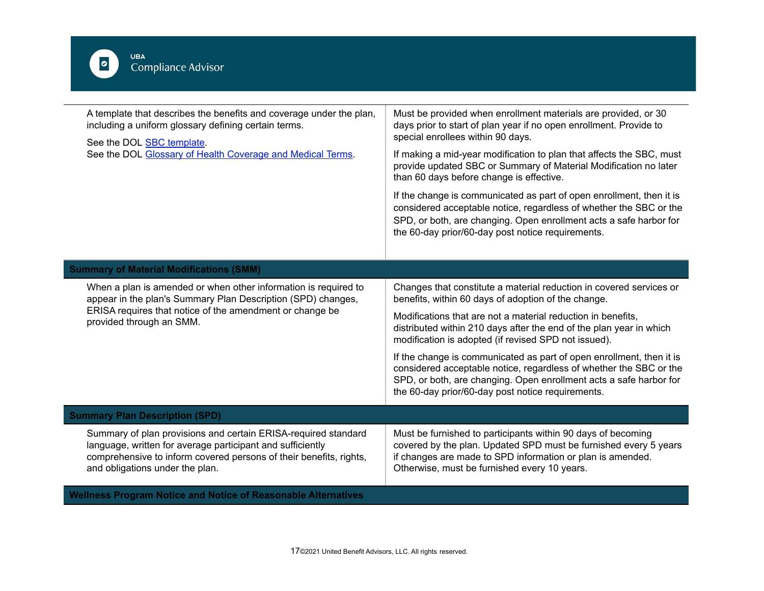| | |
|---|---|
| A template that describes the benefits and coverage under the plan, including a uniform glossary defining certain terms.<br><br>See the DOL SBC template.<br>See the DOL Glossary of Health Coverage and Medical Terms. | Must be provided when enrollment materials are provided, or 30 days prior to start of plan year if no open enrollment. Provide to special enrollees within 90 days.<br><br>If making a mid-year modification to plan that affects the SBC, must provide updated SBC or Summary of Material Modification no later than 60 days before change is effective.<br><br>If the change is communicated as part of open enrollment, then it is considered acceptable notice, regardless of whether the SBC or the SPD, or both, are changing. Open enrollment acts a safe harbor for the 60-day prior/60-day post notice requirements. |
| **Summary of Material Modifications (SMM)** | |
| When a plan is amended or when other information is required to appear in the plan's Summary Plan Description (SPD) changes, ERISA requires that notice of the amendment or change be provided through an SMM. | Changes that constitute a material reduction in covered services or benefits, within 60 days of adoption of the change.<br><br>Modifications that are not a material reduction in benefits, distributed within 210 days after the end of the plan year in which modification is adopted (if revised SPD not issued).<br><br>If the change is communicated as part of open enrollment, then it is considered acceptable notice, regardless of whether the SBC or the SPD, or both, are changing. Open enrollment acts a safe harbor for the 60-day prior/60-day post notice requirements. |
| **Summary Plan Description (SPD)** | |
| Summary of plan provisions and certain ERISA-required standard language, written for average participant and sufficiently comprehensive to inform covered persons of their benefits, rights, and obligations under the plan. | Must be furnished to participants within 90 days of becoming covered by the plan. Updated SPD must be furnished every 5 years if changes are made to SPD information or plan is amended. Otherwise, must be furnished every 10 years. |
| **Wellness Program Notice and Notice of Reasonable Alternatives** | |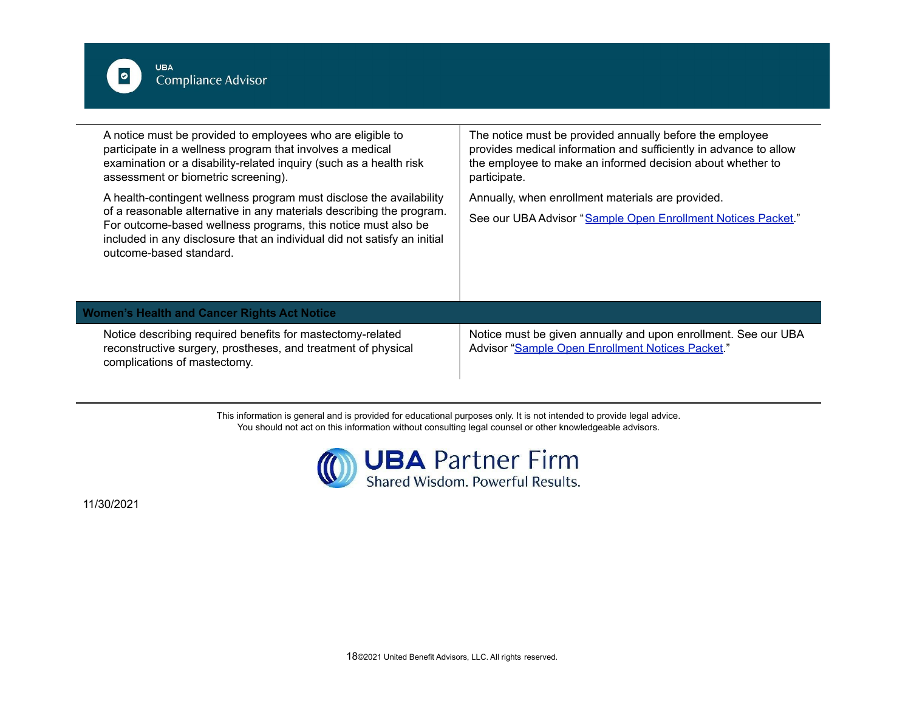| | |
|---|---|
| A notice must be provided to employees who are eligible to participate in a wellness program that involves a medical examination or a disability-related inquiry (such as a health risk assessment or biometric screening). | The notice must be provided annually before the employee provides medical information and sufficiently in advance to allow the employee to make an informed decision about whether to participate. |
| A health-contingent wellness program must disclose the availability of a reasonable alternative in any materials describing the program. For outcome-based wellness programs, this notice must also be included in any disclosure that an individual did not satisfy an initial outcome-based standard. | Annually, when enrollment materials are provided. See our UBA Advisor "Sample Open Enrollment Notices Packet." |
| **Women's Health and Cancer Rights Act Notice** | |
| Notice describing required benefits for mastectomy-related reconstructive surgery, prostheses, and treatment of physical complications of mastectomy. | Notice must be given annually and upon enrollment. See our UBA Advisor "Sample Open Enrollment Notices Packet." |

This information is general and is provided for educational purposes only. It is not intended to provide legal advice. You should not act on this information without consulting legal counsel or other knowledgeable advisors.

UBA Partner Firm
Shared Wisdom. Powerful Results.

11/30/2021

©2021 United Benefit Advisors, LLC. All rights reserved.